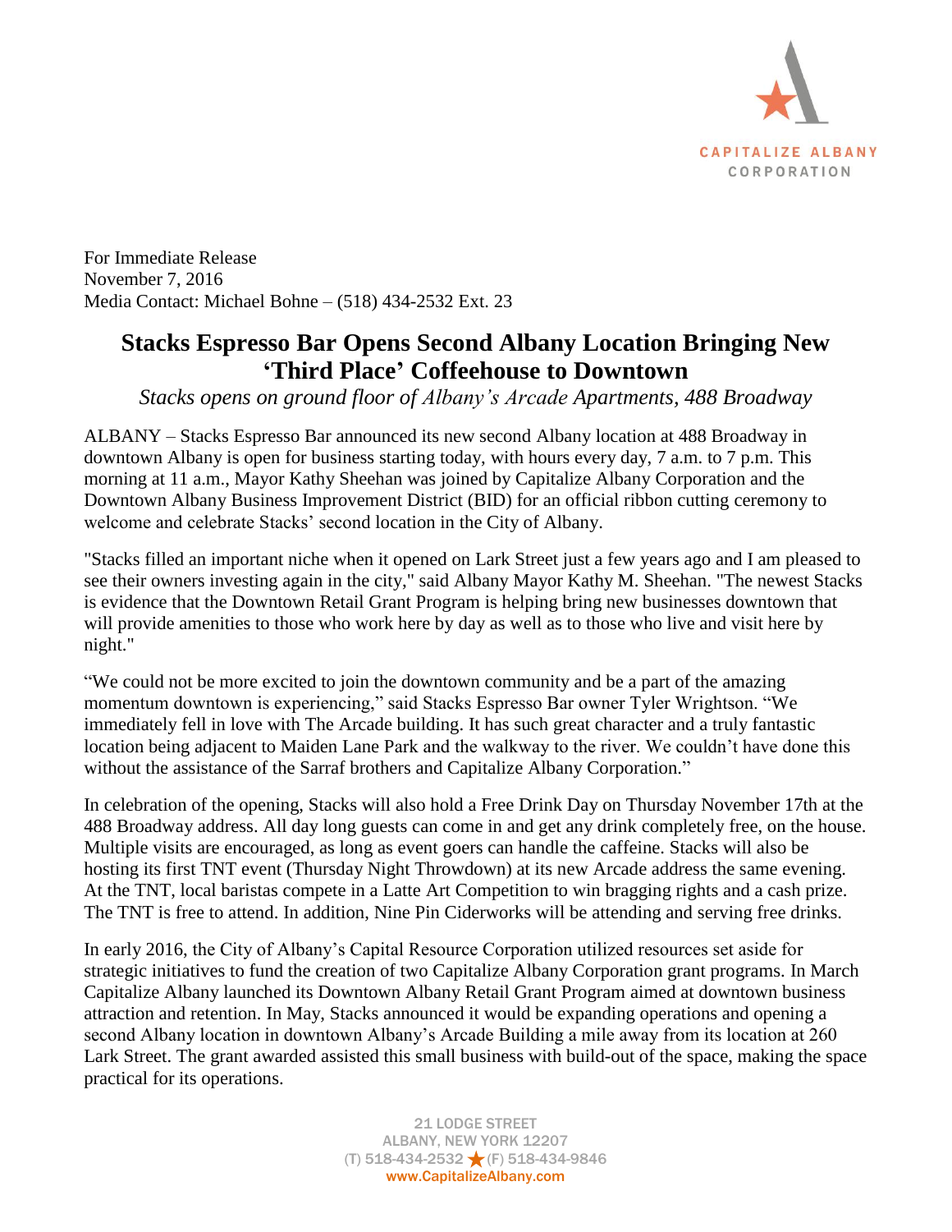CAPITALIZE ALBANY CORPORATION

For Immediate Release
November 7, 2016
Media Contact: Michael Bohne – (518) 434-2532 Ext. 23

# Stacks Espresso Bar Opens Second Albany Location Bringing New 'Third Place' Coffeehouse to Downtown

*Stacks opens on ground floor of Albany's Arcade Apartments, 488 Broadway*

ALBANY – Stacks Espresso Bar announced its new second Albany location at 488 Broadway in downtown Albany is open for business starting today, with hours every day, 7 a.m. to 7 p.m. This morning at 11 a.m., Mayor Kathy Sheehan was joined by Capitalize Albany Corporation and the Downtown Albany Business Improvement District (BID) for an official ribbon cutting ceremony to welcome and celebrate Stacks' second location in the City of Albany.

"Stacks filled an important niche when it opened on Lark Street just a few years ago and I am pleased to see their owners investing again in the city," said Albany Mayor Kathy M. Sheehan. "The newest Stacks is evidence that the Downtown Retail Grant Program is helping bring new businesses downtown that will provide amenities to those who work here by day as well as to those who live and visit here by night."

"We could not be more excited to join the downtown community and be a part of the amazing momentum downtown is experiencing," said Stacks Espresso Bar owner Tyler Wrightson. "We immediately fell in love with The Arcade building. It has such great character and a truly fantastic location being adjacent to Maiden Lane Park and the walkway to the river. We couldn't have done this without the assistance of the Sarraf brothers and Capitalize Albany Corporation."

In celebration of the opening, Stacks will also hold a Free Drink Day on Thursday November 17th at the 488 Broadway address. All day long guests can come in and get any drink completely free, on the house. Multiple visits are encouraged, as long as event goers can handle the caffeine. Stacks will also be hosting its first TNT event (Thursday Night Throwdown) at its new Arcade address the same evening. At the TNT, local baristas compete in a Latte Art Competition to win bragging rights and a cash prize. The TNT is free to attend. In addition, Nine Pin Ciderworks will be attending and serving free drinks.

In early 2016, the City of Albany's Capital Resource Corporation utilized resources set aside for strategic initiatives to fund the creation of two Capitalize Albany Corporation grant programs. In March Capitalize Albany launched its Downtown Albany Retail Grant Program aimed at downtown business attraction and retention. In May, Stacks announced it would be expanding operations and opening a second Albany location in downtown Albany's Arcade Building a mile away from its location at 260 Lark Street. The grant awarded assisted this small business with build-out of the space, making the space practical for its operations.

21 LODGE STREET
ALBANY, NEW YORK 12207
(T) 518-434-2532 ★ (F) 518-434-9846
www.CapitalizeAlbany.com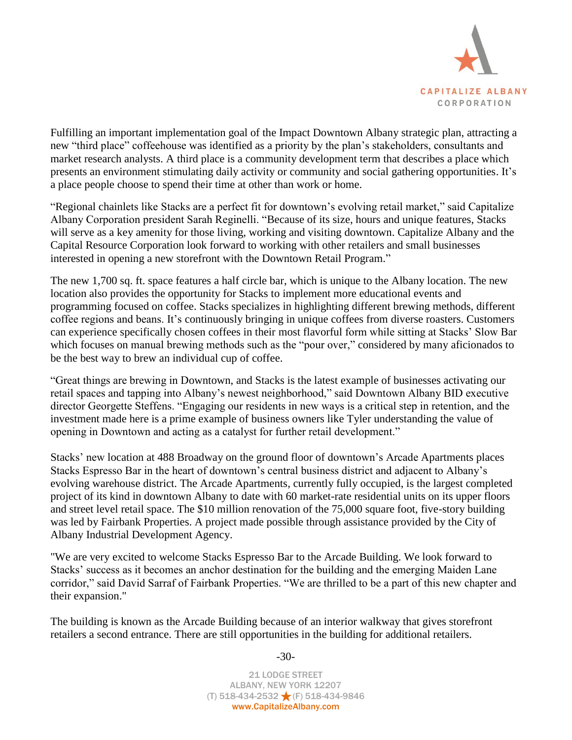Fulfilling an important implementation goal of the Impact Downtown Albany strategic plan, attracting a new "third place" coffeehouse was identified as a priority by the plan's stakeholders, consultants and market research analysts. A third place is a community development term that describes a place which presents an environment stimulating daily activity or community and social gathering opportunities. It's a place people choose to spend their time at other than work or home.

"Regional chainlets like Stacks are a perfect fit for downtown's evolving retail market," said Capitalize Albany Corporation president Sarah Reginelli. "Because of its size, hours and unique features, Stacks will serve as a key amenity for those living, working and visiting downtown. Capitalize Albany and the Capital Resource Corporation look forward to working with other retailers and small businesses interested in opening a new storefront with the Downtown Retail Program."

The new 1,700 sq. ft. space features a half circle bar, which is unique to the Albany location. The new location also provides the opportunity for Stacks to implement more educational events and programming focused on coffee. Stacks specializes in highlighting different brewing methods, different coffee regions and beans. It's continuously bringing in unique coffees from diverse roasters. Customers can experience specifically chosen coffees in their most flavorful form while sitting at Stacks' Slow Bar which focuses on manual brewing methods such as the "pour over," considered by many aficionados to be the best way to brew an individual cup of coffee.

"Great things are brewing in Downtown, and Stacks is the latest example of businesses activating our retail spaces and tapping into Albany's newest neighborhood," said Downtown Albany BID executive director Georgette Steffens. "Engaging our residents in new ways is a critical step in retention, and the investment made here is a prime example of business owners like Tyler understanding the value of opening in Downtown and acting as a catalyst for further retail development."

Stacks' new location at 488 Broadway on the ground floor of downtown's Arcade Apartments places Stacks Espresso Bar in the heart of downtown's central business district and adjacent to Albany's evolving warehouse district. The Arcade Apartments, currently fully occupied, is the largest completed project of its kind in downtown Albany to date with 60 market-rate residential units on its upper floors and street level retail space. The $10 million renovation of the 75,000 square foot, five-story building was led by Fairbank Properties. A project made possible through assistance provided by the City of Albany Industrial Development Agency.

"We are very excited to welcome Stacks Espresso Bar to the Arcade Building. We look forward to Stacks' success as it becomes an anchor destination for the building and the emerging Maiden Lane corridor," said David Sarraf of Fairbank Properties. "We are thrilled to be a part of this new chapter and their expansion."

The building is known as the Arcade Building because of an interior walkway that gives storefront retailers a second entrance. There are still opportunities in the building for additional retailers.

-30-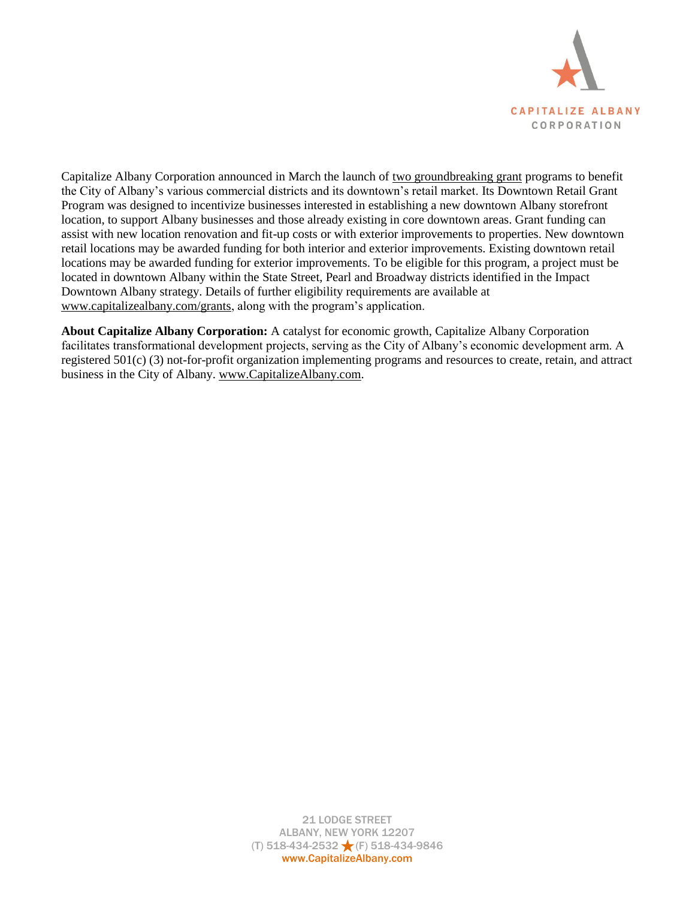Capitalize Albany Corporation announced in March the launch of two groundbreaking grant programs to benefit the City of Albany's various commercial districts and its downtown's retail market. Its Downtown Retail Grant Program was designed to incentivize businesses interested in establishing a new downtown Albany storefront location, to support Albany businesses and those already existing in core downtown areas. Grant funding can assist with new location renovation and fit-up costs or with exterior improvements to properties. New downtown retail locations may be awarded funding for both interior and exterior improvements. Existing downtown retail locations may be awarded funding for exterior improvements. To be eligible for this program, a project must be located in downtown Albany within the State Street, Pearl and Broadway districts identified in the Impact Downtown Albany strategy. Details of further eligibility requirements are available at www.capitalizealbany.com/grants, along with the program's application.

**About Capitalize Albany Corporation:** A catalyst for economic growth, Capitalize Albany Corporation facilitates transformational development projects, serving as the City of Albany's economic development arm. A registered 501(c) (3) not-for-profit organization implementing programs and resources to create, retain, and attract business in the City of Albany. www.CapitalizeAlbany.com.